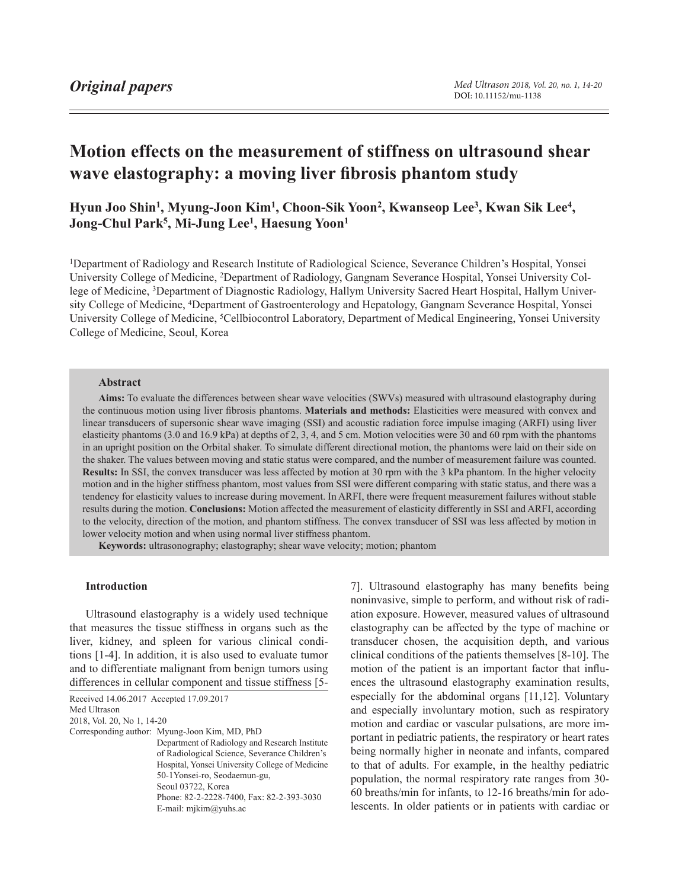*Original papers*

# Motion effects on the measurement of stiffness on ultrasound shear wave elastography: a moving liver fibrosis phantom study

**Hyun Joo Shin[1], Myung-Joon Kim[1], Choon-Sik Yoon[2], Kwanseop Lee[3], Kwan Sik Lee[4], Jong-Chul Park[5], Mi-Jung Lee[1], Haesung Yoon[1]**

[1]Department of Radiology and Research Institute of Radiological Science, Severance Children's Hospital, Yonsei University College of Medicine, [2]Department of Radiology, Gangnam Severance Hospital, Yonsei University College of Medicine, [3]Department of Diagnostic Radiology, Hallym University Sacred Heart Hospital, Hallym University College of Medicine, [4]Department of Gastroenterology and Hepatology, Gangnam Severance Hospital, Yonsei University College of Medicine, [5]Cellbiocontrol Laboratory, Department of Medical Engineering, Yonsei University College of Medicine, Seoul, Korea

## Abstract

**Aims:** To evaluate the differences between shear wave velocities (SWVs) measured with ultrasound elastography during the continuous motion using liver fibrosis phantoms. **Materials and methods:** Elasticities were measured with convex and linear transducers of supersonic shear wave imaging (SSI) and acoustic radiation force impulse imaging (ARFI) using liver elasticity phantoms (3.0 and 16.9 kPa) at depths of 2, 3, 4, and 5 cm. Motion velocities were 30 and 60 rpm with the phantoms in an upright position on the Orbital shaker. To simulate different directional motion, the phantoms were laid on their side on the shaker. The values between moving and static status were compared, and the number of measurement failure was counted. **Results:** In SSI, the convex transducer was less affected by motion at 30 rpm with the 3 kPa phantom. In the higher velocity motion and in the higher stiffness phantom, most values from SSI were different comparing with static status, and there was a tendency for elasticity values to increase during movement. In ARFI, there were frequent measurement failures without stable results during the motion. **Conclusions:** Motion affected the measurement of elasticity differently in SSI and ARFI, according to the velocity, direction of the motion, and phantom stiffness. The convex transducer of SSI was less affected by motion in lower velocity motion and when using normal liver stiffness phantom.

**Keywords:** ultrasonography; elastography; shear wave velocity; motion; phantom

## Introduction

Ultrasound elastography is a widely used technique that measures the tissue stiffness in organs such as the liver, kidney, and spleen for various clinical conditions [1-4]. In addition, it is also used to evaluate tumor and to differentiate malignant from benign tumors using differences in cellular component and tissue stiffness [5-7]. Ultrasound elastography has many benefits being noninvasive, simple to perform, and without risk of radiation exposure. However, measured values of ultrasound elastography can be affected by the type of machine or transducer chosen, the acquisition depth, and various clinical conditions of the patients themselves [8-10]. The motion of the patient is an important factor that influences the ultrasound elastography examination results, especially for the abdominal organs [11,12]. Voluntary and especially involuntary motion, such as respiratory motion and cardiac or vascular pulsations, are more important in pediatric patients, the respiratory or heart rates being normally higher in neonate and infants, compared to that of adults. For example, in the healthy pediatric population, the normal respiratory rate ranges from 30-60 breaths/min for infants, to 12-16 breaths/min for adolescents. In older patients or in patients with cardiac or

Received 14.06.2017 Accepted 17.09.2017
Med Ultrason
2018, Vol. 20, No 1, 14-20
Corresponding author: Myung-Joon Kim, MD, PhD
Department of Radiology and Research Institute of Radiological Science, Severance Children's Hospital, Yonsei University College of Medicine
50-1Yonsei-ro, Seodaemun-gu,
Seoul 03722, Korea
Phone: 82-2-2228-7400, Fax: 82-2-393-3030
E-mail: mjkim@yuhs.ac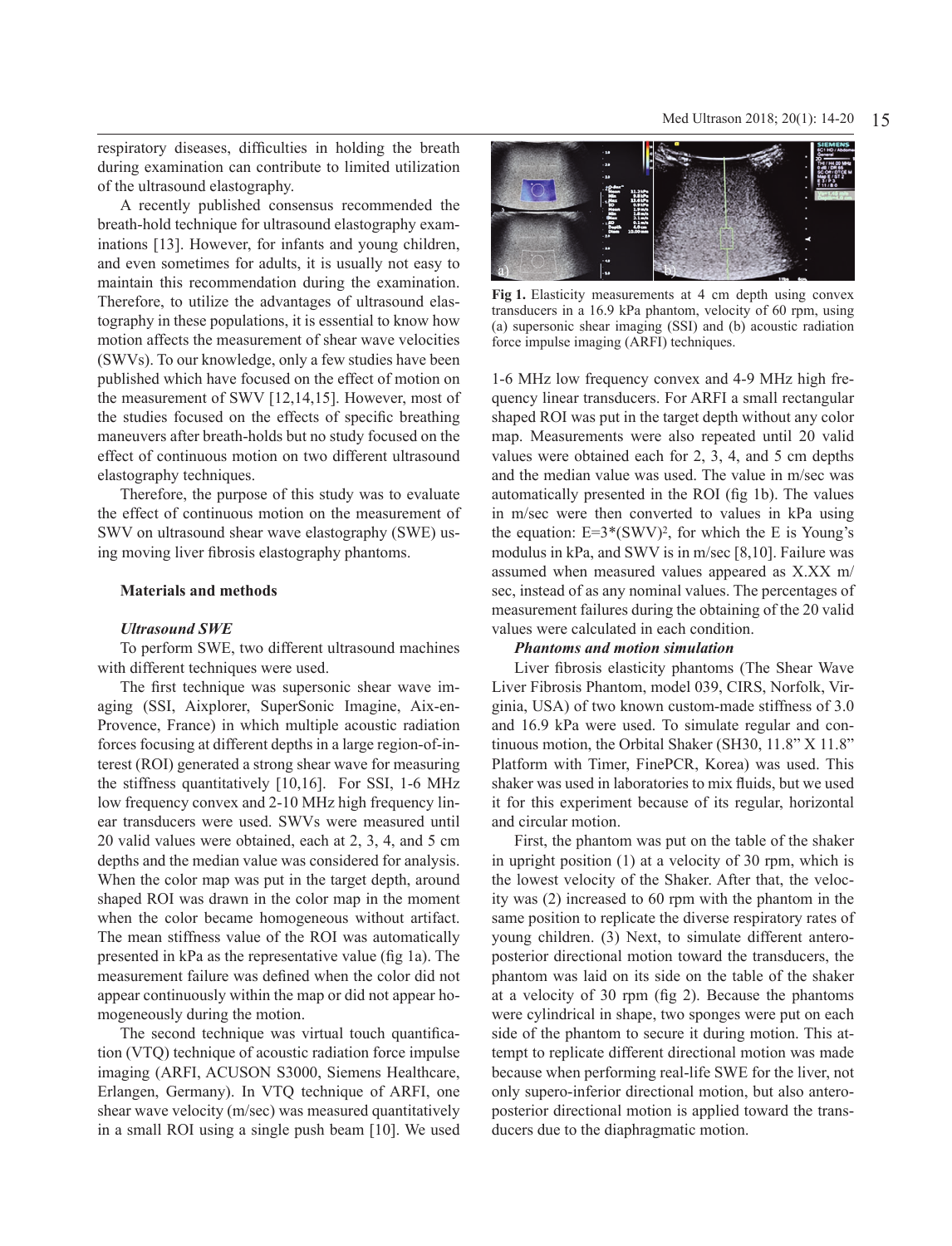respiratory diseases, difficulties in holding the breath during examination can contribute to limited utilization of the ultrasound elastography.

A recently published consensus recommended the breath-hold technique for ultrasound elastography examinations [13]. However, for infants and young children, and even sometimes for adults, it is usually not easy to maintain this recommendation during the examination. Therefore, to utilize the advantages of ultrasound elastography in these populations, it is essential to know how motion affects the measurement of shear wave velocities (SWVs). To our knowledge, only a few studies have been published which have focused on the effect of motion on the measurement of SWV [12,14,15]. However, most of the studies focused on the effects of specific breathing maneuvers after breath-holds but no study focused on the effect of continuous motion on two different ultrasound elastography techniques.

Therefore, the purpose of this study was to evaluate the effect of continuous motion on the measurement of SWV on ultrasound shear wave elastography (SWE) using moving liver fibrosis elastography phantoms.

## Materials and methods

### *Ultrasound SWE*

To perform SWE, two different ultrasound machines with different techniques were used.

The first technique was supersonic shear wave imaging (SSI, Aixplorer, SuperSonic Imagine, Aix-en-Provence, France) in which multiple acoustic radiation forces focusing at different depths in a large region-of-interest (ROI) generated a strong shear wave for measuring the stiffness quantitatively [10,16]. For SSI, 1-6 MHz low frequency convex and 2-10 MHz high frequency linear transducers were used. SWVs were measured until 20 valid values were obtained, each at 2, 3, 4, and 5 cm depths and the median value was considered for analysis. When the color map was put in the target depth, around shaped ROI was drawn in the color map in the moment when the color became homogeneous without artifact. The mean stiffness value of the ROI was automatically presented in kPa as the representative value (fig 1a). The measurement failure was defined when the color did not appear continuously within the map or did not appear homogeneously during the motion.

The second technique was virtual touch quantification (VTQ) technique of acoustic radiation force impulse imaging (ARFI, ACUSON S3000, Siemens Healthcare, Erlangen, Germany). In VTQ technique of ARFI, one shear wave velocity (m/sec) was measured quantitatively in a small ROI using a single push beam [10]. We used

**Fig 1.** Elasticity measurements at 4 cm depth using convex transducers in a 16.9 kPa phantom, velocity of 60 rpm, using (a) supersonic shear imaging (SSI) and (b) acoustic radiation force impulse imaging (ARFI) techniques.

1-6 MHz low frequency convex and 4-9 MHz high frequency linear transducers. For ARFI a small rectangular shaped ROI was put in the target depth without any color map. Measurements were also repeated until 20 valid values were obtained each for 2, 3, 4, and 5 cm depths and the median value was used. The value in m/sec was automatically presented in the ROI (fig 1b). The values in m/sec were then converted to values in kPa using the equation: $E=3*(SWV)^2$, for which the E is Young's modulus in kPa, and SWV is in m/sec [8,10]. Failure was assumed when measured values appeared as X.XX m/sec, instead of as any nominal values. The percentages of measurement failures during the obtaining of the 20 valid values were calculated in each condition.

### *Phantoms and motion simulation*

Liver fibrosis elasticity phantoms (The Shear Wave Liver Fibrosis Phantom, model 039, CIRS, Norfolk, Virginia, USA) of two known custom-made stiffness of 3.0 and 16.9 kPa were used. To simulate regular and continuous motion, the Orbital Shaker (SH30, 11.8" X 11.8" Platform with Timer, FinePCR, Korea) was used. This shaker was used in laboratories to mix fluids, but we used it for this experiment because of its regular, horizontal and circular motion.

First, the phantom was put on the table of the shaker in upright position (1) at a velocity of 30 rpm, which is the lowest velocity of the Shaker. After that, the velocity was (2) increased to 60 rpm with the phantom in the same position to replicate the diverse respiratory rates of young children. (3) Next, to simulate different antero-posterior directional motion toward the transducers, the phantom was laid on its side on the table of the shaker at a velocity of 30 rpm (fig 2). Because the phantoms were cylindrical in shape, two sponges were put on each side of the phantom to secure it during motion. This attempt to replicate different directional motion was made because when performing real-life SWE for the liver, not only supero-inferior directional motion, but also antero-posterior directional motion is applied toward the transducers due to the diaphragmatic motion.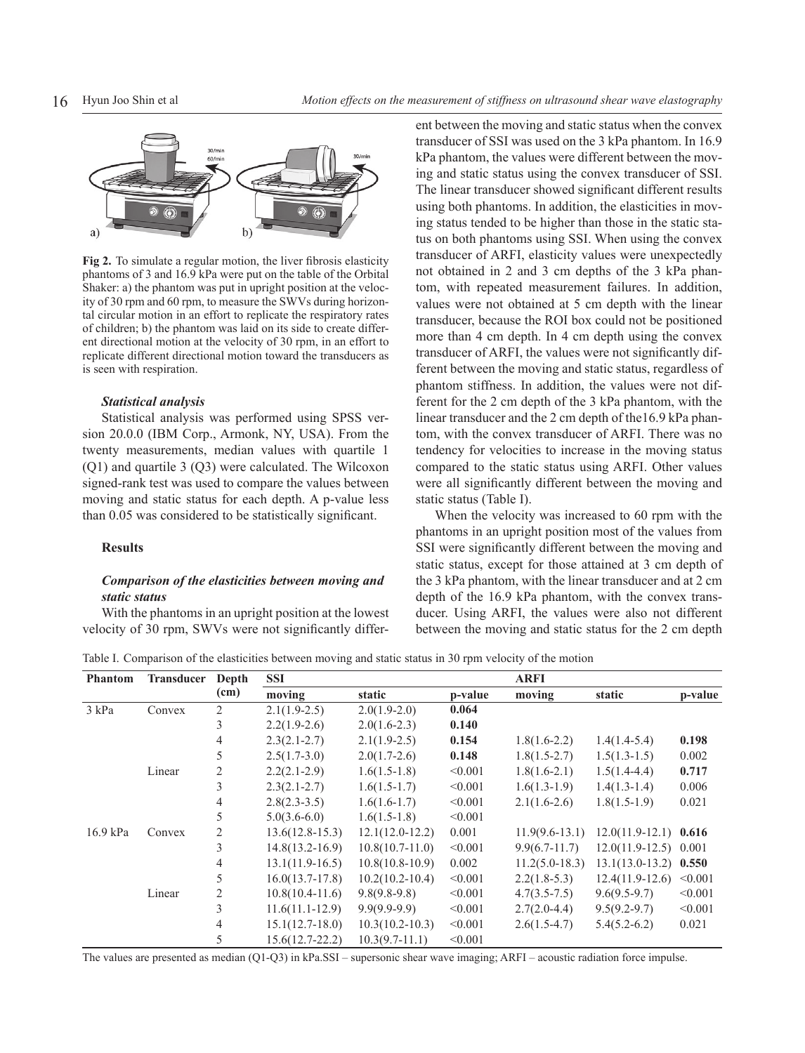Fig 2. To simulate a regular motion, the liver fibrosis elasticity phantoms of 3 and 16.9 kPa were put on the table of the Orbital Shaker: a) the phantom was put in upright position at the velocity of 30 rpm and 60 rpm, to measure the SWVs during horizontal circular motion in an effort to replicate the respiratory rates of children; b) the phantom was laid on its side to create different directional motion at the velocity of 30 rpm, in an effort to replicate different directional motion toward the transducers as is seen with respiration.

#### *Statistical analysis*

Statistical analysis was performed using SPSS version 20.0.0 (IBM Corp., Armonk, NY, USA). From the twenty measurements, median values with quartile 1 (Q1) and quartile 3 (Q3) were calculated. The Wilcoxon signed-rank test was used to compare the values between moving and static status for each depth. A p-value less than 0.05 was considered to be statistically significant.

### Results

#### *Comparison of the elasticities between moving and static status*

With the phantoms in an upright position at the lowest velocity of 30 rpm, SWVs were not significantly different between the moving and static status when the convex transducer of SSI was used on the 3 kPa phantom. In 16.9 kPa phantom, the values were different between the moving and static status using the convex transducer of SSI. The linear transducer showed significant different results using both phantoms. In addition, the elasticities in moving status tended to be higher than those in the static status on both phantoms using SSI. When using the convex transducer of ARFI, elasticity values were unexpectedly not obtained in 2 and 3 cm depths of the 3 kPa phantom, with repeated measurement failures. In addition, values were not obtained at 5 cm depth with the linear transducer, because the ROI box could not be positioned more than 4 cm depth. In 4 cm depth using the convex transducer of ARFI, the values were not significantly different between the moving and static status, regardless of phantom stiffness. In addition, the values were not different for the 2 cm depth of the 3 kPa phantom, with the linear transducer and the 2 cm depth of the16.9 kPa phantom, with the convex transducer of ARFI. There was no tendency for velocities to increase in the moving status compared to the static status using ARFI. Other values were all significantly different between the moving and static status (Table I).

When the velocity was increased to 60 rpm with the phantoms in an upright position most of the values from SSI were significantly different between the moving and static status, except for those attained at 3 cm depth of the 3 kPa phantom, with the linear transducer and at 2 cm depth of the 16.9 kPa phantom, with the convex transducer. Using ARFI, the values were also not different between the moving and static status for the 2 cm depth

Table I. Comparison of the elasticities between moving and static status in 30 rpm velocity of the motion

| Phantom | Transducer | Depth (cm) | SSI | | | ARFI | | |
|---|---|---|---|---|---|---|---|---|
| | | | moving | static | p-value | moving | static | p-value |
| 3 kPa | Convex | 2 | 2.1(1.9-2.5) | 2.0(1.9-2.0) | **0.064** | | | |
| | | 3 | 2.2(1.9-2.6) | 2.0(1.6-2.3) | **0.140** | | | |
| | | 4 | 2.3(2.1-2.7) | 2.1(1.9-2.5) | **0.154** | 1.8(1.6-2.2) | 1.4(1.4-5.4) | **0.198** |
| | | 5 | 2.5(1.7-3.0) | 2.0(1.7-2.6) | **0.148** | 1.8(1.5-2.7) | 1.5(1.3-1.5) | 0.002 |
| | Linear | 2 | 2.2(2.1-2.9) | 1.6(1.5-1.8) | <0.001 | 1.8(1.6-2.1) | 1.5(1.4-4.4) | **0.717** |
| | | 3 | 2.3(2.1-2.7) | 1.6(1.5-1.7) | <0.001 | 1.6(1.3-1.9) | 1.4(1.3-1.4) | 0.006 |
| | | 4 | 2.8(2.3-3.5) | 1.6(1.6-1.7) | <0.001 | 2.1(1.6-2.6) | 1.8(1.5-1.9) | 0.021 |
| | | 5 | 5.0(3.6-6.0) | 1.6(1.5-1.8) | <0.001 | | | |
| 16.9 kPa | Convex | 2 | 13.6(12.8-15.3) | 12.1(12.0-12.2) | 0.001 | 11.9(9.6-13.1) | 12.0(11.9-12.1) | **0.616** |
| | | 3 | 14.8(13.2-16.9) | 10.8(10.7-11.0) | <0.001 | 9.9(6.7-11.7) | 12.0(11.9-12.5) | 0.001 |
| | | 4 | 13.1(11.9-16.5) | 10.8(10.8-10.9) | 0.002 | 11.2(5.0-18.3) | 13.1(13.0-13.2) | **0.550** |
| | | 5 | 16.0(13.7-17.8) | 10.2(10.2-10.4) | <0.001 | 2.2(1.8-5.3) | 12.4(11.9-12.6) | <0.001 |
| | Linear | 2 | 10.8(10.4-11.6) | 9.8(9.8-9.8) | <0.001 | 4.7(3.5-7.5) | 9.6(9.5-9.7) | <0.001 |
| | | 3 | 11.6(11.1-12.9) | 9.9(9.9-9.9) | <0.001 | 2.7(2.0-4.4) | 9.5(9.2-9.7) | <0.001 |
| | | 4 | 15.1(12.7-18.0) | 10.3(10.2-10.3) | <0.001 | 2.6(1.5-4.7) | 5.4(5.2-6.2) | 0.021 |
| | | 5 | 15.6(12.7-22.2) | 10.3(9.7-11.1) | <0.001 | | | |

The values are presented as median (Q1-Q3) in kPa.SSI – supersonic shear wave imaging; ARFI – acoustic radiation force impulse.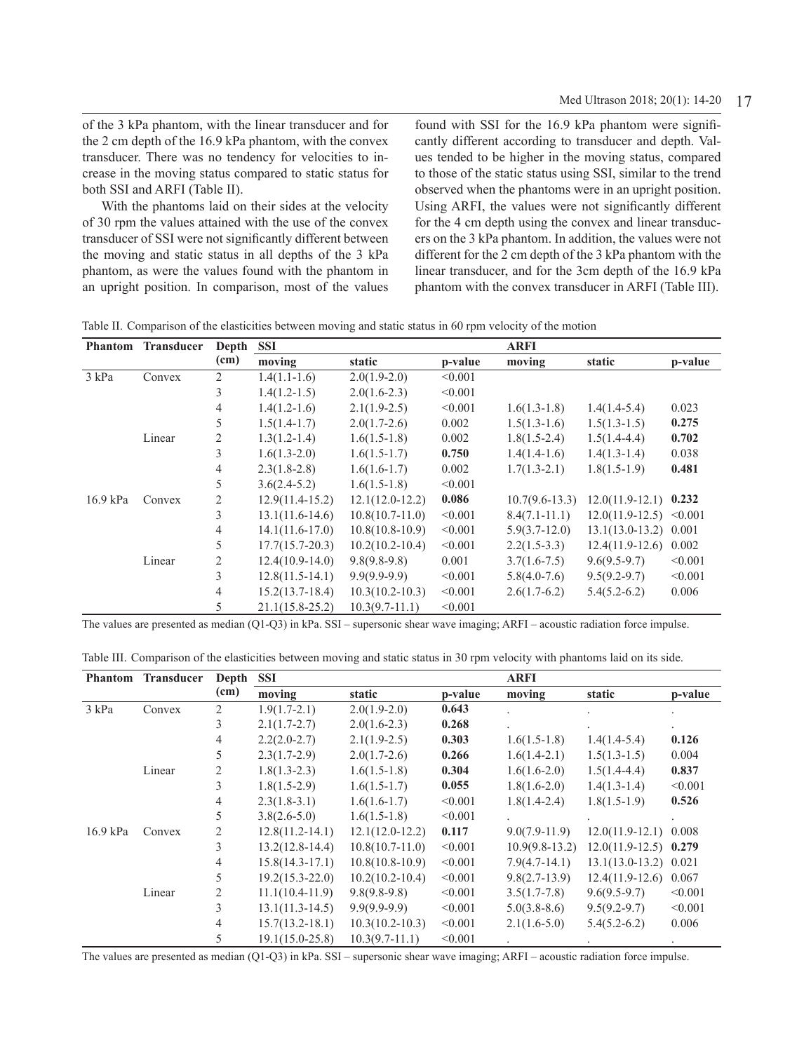of the 3 kPa phantom, with the linear transducer and for the 2 cm depth of the 16.9 kPa phantom, with the convex transducer. There was no tendency for velocities to increase in the moving status compared to static status for both SSI and ARFI (Table II).

With the phantoms laid on their sides at the velocity of 30 rpm the values attained with the use of the convex transducer of SSI were not significantly different between the moving and static status in all depths of the 3 kPa phantom, as were the values found with the phantom in an upright position. In comparison, most of the values found with SSI for the 16.9 kPa phantom were significantly different according to transducer and depth. Values tended to be higher in the moving status, compared to those of the static status using SSI, similar to the trend observed when the phantoms were in an upright position. Using ARFI, the values were not significantly different for the 4 cm depth using the convex and linear transducers on the 3 kPa phantom. In addition, the values were not different for the 2 cm depth of the 3 kPa phantom with the linear transducer, and for the 3cm depth of the 16.9 kPa phantom with the convex transducer in ARFI (Table III).

Table II. Comparison of the elasticities between moving and static status in 60 rpm velocity of the motion

| Phantom | Transducer | Depth (cm) | SSI | | | ARFI | | |
|---|---|---|---|---|---|---|---|---|
| | | | moving | static | p-value | moving | static | p-value |
| 3 kPa | Convex | 2 | 1.4(1.1-1.6) | 2.0(1.9-2.0) | <0.001 | | | |
| | | 3 | 1.4(1.2-1.5) | 2.0(1.6-2.3) | <0.001 | | | |
| | | 4 | 1.4(1.2-1.6) | 2.1(1.9-2.5) | <0.001 | 1.6(1.3-1.8) | 1.4(1.4-5.4) | 0.023 |
| | | 5 | 1.5(1.4-1.7) | 2.0(1.7-2.6) | 0.002 | 1.5(1.3-1.6) | 1.5(1.3-1.5) | **0.275** |
| | Linear | 2 | 1.3(1.2-1.4) | 1.6(1.5-1.8) | 0.002 | 1.8(1.5-2.4) | 1.5(1.4-4.4) | **0.702** |
| | | 3 | 1.6(1.3-2.0) | 1.6(1.5-1.7) | **0.750** | 1.4(1.4-1.6) | 1.4(1.3-1.4) | 0.038 |
| | | 4 | 2.3(1.8-2.8) | 1.6(1.6-1.7) | 0.002 | 1.7(1.3-2.1) | 1.8(1.5-1.9) | **0.481** |
| | | 5 | 3.6(2.4-5.2) | 1.6(1.5-1.8) | <0.001 | | | |
| 16.9 kPa | Convex | 2 | 12.9(11.4-15.2) | 12.1(12.0-12.2) | **0.086** | 10.7(9.6-13.3) | 12.0(11.9-12.1) | **0.232** |
| | | 3 | 13.1(11.6-14.6) | 10.8(10.7-11.0) | <0.001 | 8.4(7.1-11.1) | 12.0(11.9-12.5) | <0.001 |
| | | 4 | 14.1(11.6-17.0) | 10.8(10.8-10.9) | <0.001 | 5.9(3.7-12.0) | 13.1(13.0-13.2) | 0.001 |
| | | 5 | 17.7(15.7-20.3) | 10.2(10.2-10.4) | <0.001 | 2.2(1.5-3.3) | 12.4(11.9-12.6) | 0.002 |
| | Linear | 2 | 12.4(10.9-14.0) | 9.8(9.8-9.8) | 0.001 | 3.7(1.6-7.5) | 9.6(9.5-9.7) | <0.001 |
| | | 3 | 12.8(11.5-14.1) | 9.9(9.9-9.9) | <0.001 | 5.8(4.0-7.6) | 9.5(9.2-9.7) | <0.001 |
| | | 4 | 15.2(13.7-18.4) | 10.3(10.2-10.3) | <0.001 | 2.6(1.7-6.2) | 5.4(5.2-6.2) | 0.006 |
| | | 5 | 21.1(15.8-25.2) | 10.3(9.7-11.1) | <0.001 | | | |

The values are presented as median (Q1-Q3) in kPa. SSI – supersonic shear wave imaging; ARFI – acoustic radiation force impulse.

Table III. Comparison of the elasticities between moving and static status in 30 rpm velocity with phantoms laid on its side.

| Phantom | Transducer | Depth (cm) | SSI | | | ARFI | | |
|---|---|---|---|---|---|---|---|---|
| | | | moving | static | p-value | moving | static | p-value |
| 3 kPa | Convex | 2 | 1.9(1.7-2.1) | 2.0(1.9-2.0) | **0.643** | . | . | . |
| | | 3 | 2.1(1.7-2.7) | 2.0(1.6-2.3) | **0.268** | . | . | . |
| | | 4 | 2.2(2.0-2.7) | 2.1(1.9-2.5) | **0.303** | 1.6(1.5-1.8) | 1.4(1.4-5.4) | **0.126** |
| | | 5 | 2.3(1.7-2.9) | 2.0(1.7-2.6) | **0.266** | 1.6(1.4-2.1) | 1.5(1.3-1.5) | 0.004 |
| | Linear | 2 | 1.8(1.3-2.3) | 1.6(1.5-1.8) | **0.304** | 1.6(1.6-2.0) | 1.5(1.4-4.4) | **0.837** |
| | | 3 | 1.8(1.5-2.9) | 1.6(1.5-1.7) | **0.055** | 1.8(1.6-2.0) | 1.4(1.3-1.4) | <0.001 |
| | | 4 | 2.3(1.8-3.1) | 1.6(1.6-1.7) | <0.001 | 1.8(1.4-2.4) | 1.8(1.5-1.9) | **0.526** |
| | | 5 | 3.8(2.6-5.0) | 1.6(1.5-1.8) | <0.001 | . | . | . |
| 16.9 kPa | Convex | 2 | 12.8(11.2-14.1) | 12.1(12.0-12.2) | **0.117** | 9.0(7.9-11.9) | 12.0(11.9-12.1) | 0.008 |
| | | 3 | 13.2(12.8-14.4) | 10.8(10.7-11.0) | <0.001 | 10.9(9.8-13.2) | 12.0(11.9-12.5) | **0.279** |
| | | 4 | 15.8(14.3-17.1) | 10.8(10.8-10.9) | <0.001 | 7.9(4.7-14.1) | 13.1(13.0-13.2) | 0.021 |
| | | 5 | 19.2(15.3-22.0) | 10.2(10.2-10.4) | <0.001 | 9.8(2.7-13.9) | 12.4(11.9-12.6) | 0.067 |
| | Linear | 2 | 11.1(10.4-11.9) | 9.8(9.8-9.8) | <0.001 | 3.5(1.7-7.8) | 9.6(9.5-9.7) | <0.001 |
| | | 3 | 13.1(11.3-14.5) | 9.9(9.9-9.9) | <0.001 | 5.0(3.8-8.6) | 9.5(9.2-9.7) | <0.001 |
| | | 4 | 15.7(13.2-18.1) | 10.3(10.2-10.3) | <0.001 | 2.1(1.6-5.0) | 5.4(5.2-6.2) | 0.006 |
| | | 5 | 19.1(15.0-25.8) | 10.3(9.7-11.1) | <0.001 | . | . | . |

The values are presented as median (Q1-Q3) in kPa. SSI – supersonic shear wave imaging; ARFI – acoustic radiation force impulse.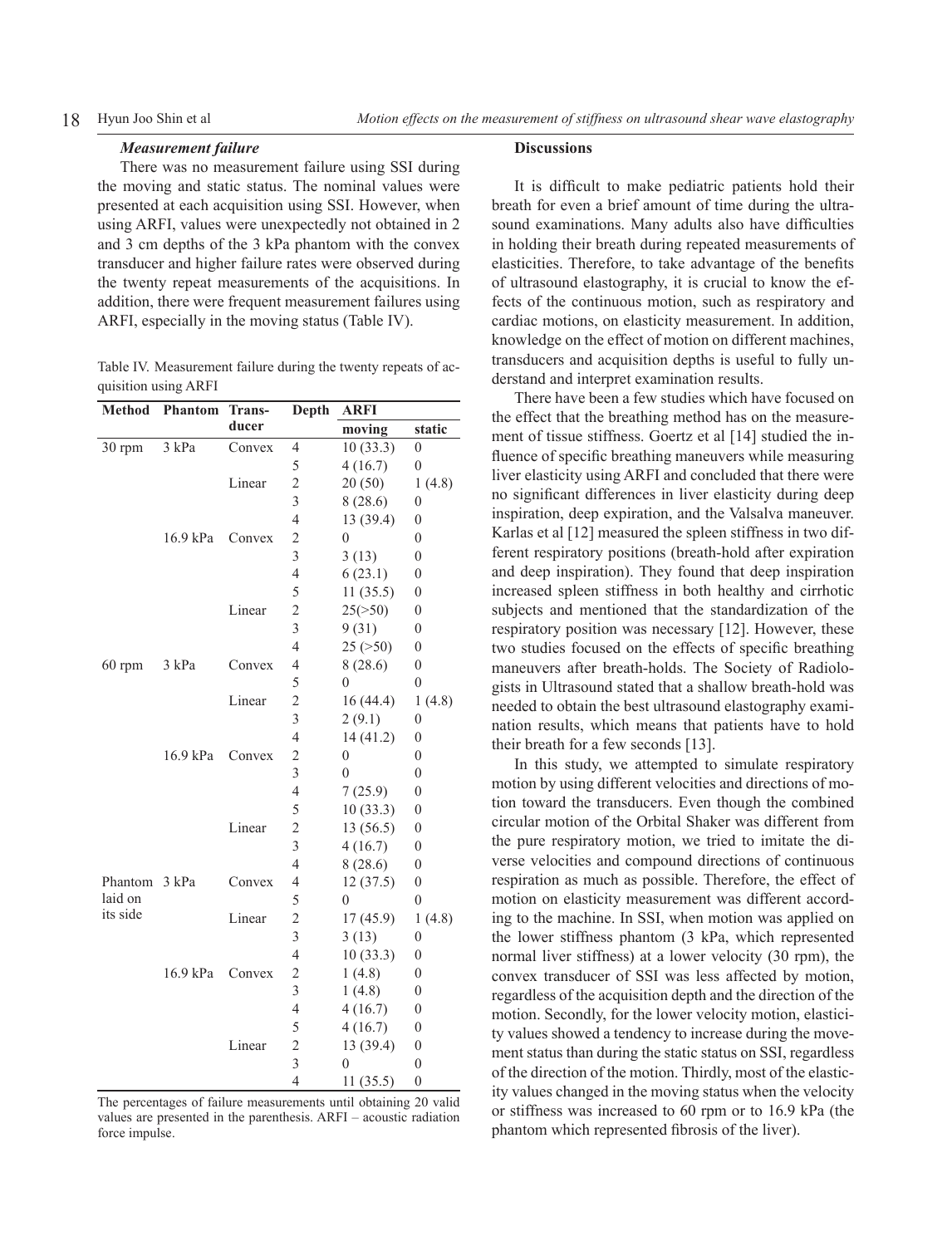### *Measurement failure*

There was no measurement failure using SSI during the moving and static status. The nominal values were presented at each acquisition using SSI. However, when using ARFI, values were unexpectedly not obtained in 2 and 3 cm depths of the 3 kPa phantom with the convex transducer and higher failure rates were observed during the twenty repeat measurements of the acquisitions. In addition, there were frequent measurement failures using ARFI, especially in the moving status (Table IV).

Table IV. Measurement failure during the twenty repeats of acquisition using ARFI

| Method | Phantom | Transducer | Depth | ARFI | |
|---|---|---|---|---|---|
| | | | | moving | static |
| 30 rpm | 3 kPa | Convex | 4 | 10 (33.3) | 0 |
| | | | 5 | 4 (16.7) | 0 |
| | | Linear | 2 | 20 (50) | 1 (4.8) |
| | | | 3 | 8 (28.6) | 0 |
| | | | 4 | 13 (39.4) | 0 |
| | 16.9 kPa | Convex | 2 | 0 | 0 |
| | | | 3 | 3 (13) | 0 |
| | | | 4 | 6 (23.1) | 0 |
| | | | 5 | 11 (35.5) | 0 |
| | | Linear | 2 | 25(>50) | 0 |
| | | | 3 | 9 (31) | 0 |
| | | | 4 | 25 (>50) | 0 |
| 60 rpm | 3 kPa | Convex | 4 | 8 (28.6) | 0 |
| | | | 5 | 0 | 0 |
| | | Linear | 2 | 16 (44.4) | 1 (4.8) |
| | | | 3 | 2 (9.1) | 0 |
| | | | 4 | 14 (41.2) | 0 |
| | 16.9 kPa | Convex | 2 | 0 | 0 |
| | | | 3 | 0 | 0 |
| | | | 4 | 7 (25.9) | 0 |
| | | | 5 | 10 (33.3) | 0 |
| | | Linear | 2 | 13 (56.5) | 0 |
| | | | 3 | 4 (16.7) | 0 |
| | | | 4 | 8 (28.6) | 0 |
| Phantom laid on its side | 3 kPa | Convex | 4 | 12 (37.5) | 0 |
| | | | 5 | 0 | 0 |
| | | Linear | 2 | 17 (45.9) | 1 (4.8) |
| | | | 3 | 3 (13) | 0 |
| | | | 4 | 10 (33.3) | 0 |
| | 16.9 kPa | Convex | 2 | 1 (4.8) | 0 |
| | | | 3 | 1 (4.8) | 0 |
| | | | 4 | 4 (16.7) | 0 |
| | | | 5 | 4 (16.7) | 0 |
| | | Linear | 2 | 13 (39.4) | 0 |
| | | | 3 | 0 | 0 |
| | | | 4 | 11 (35.5) | 0 |

The percentages of failure measurements until obtaining 20 valid values are presented in the parenthesis. ARFI – acoustic radiation force impulse.

## Discussions

It is difficult to make pediatric patients hold their breath for even a brief amount of time during the ultrasound examinations. Many adults also have difficulties in holding their breath during repeated measurements of elasticities. Therefore, to take advantage of the benefits of ultrasound elastography, it is crucial to know the effects of the continuous motion, such as respiratory and cardiac motions, on elasticity measurement. In addition, knowledge on the effect of motion on different machines, transducers and acquisition depths is useful to fully understand and interpret examination results.

There have been a few studies which have focused on the effect that the breathing method has on the measurement of tissue stiffness. Goertz et al [14] studied the influence of specific breathing maneuvers while measuring liver elasticity using ARFI and concluded that there were no significant differences in liver elasticity during deep inspiration, deep expiration, and the Valsalva maneuver. Karlas et al [12] measured the spleen stiffness in two different respiratory positions (breath-hold after expiration and deep inspiration). They found that deep inspiration increased spleen stiffness in both healthy and cirrhotic subjects and mentioned that the standardization of the respiratory position was necessary [12]. However, these two studies focused on the effects of specific breathing maneuvers after breath-holds. The Society of Radiologists in Ultrasound stated that a shallow breath-hold was needed to obtain the best ultrasound elastography examination results, which means that patients have to hold their breath for a few seconds [13].

In this study, we attempted to simulate respiratory motion by using different velocities and directions of motion toward the transducers. Even though the combined circular motion of the Orbital Shaker was different from the pure respiratory motion, we tried to imitate the diverse velocities and compound directions of continuous respiration as much as possible. Therefore, the effect of motion on elasticity measurement was different according to the machine. In SSI, when motion was applied on the lower stiffness phantom (3 kPa, which represented normal liver stiffness) at a lower velocity (30 rpm), the convex transducer of SSI was less affected by motion, regardless of the acquisition depth and the direction of the motion. Secondly, for the lower velocity motion, elasticity values showed a tendency to increase during the movement status than during the static status on SSI, regardless of the direction of the motion. Thirdly, most of the elasticity values changed in the moving status when the velocity or stiffness was increased to 60 rpm or to 16.9 kPa (the phantom which represented fibrosis of the liver).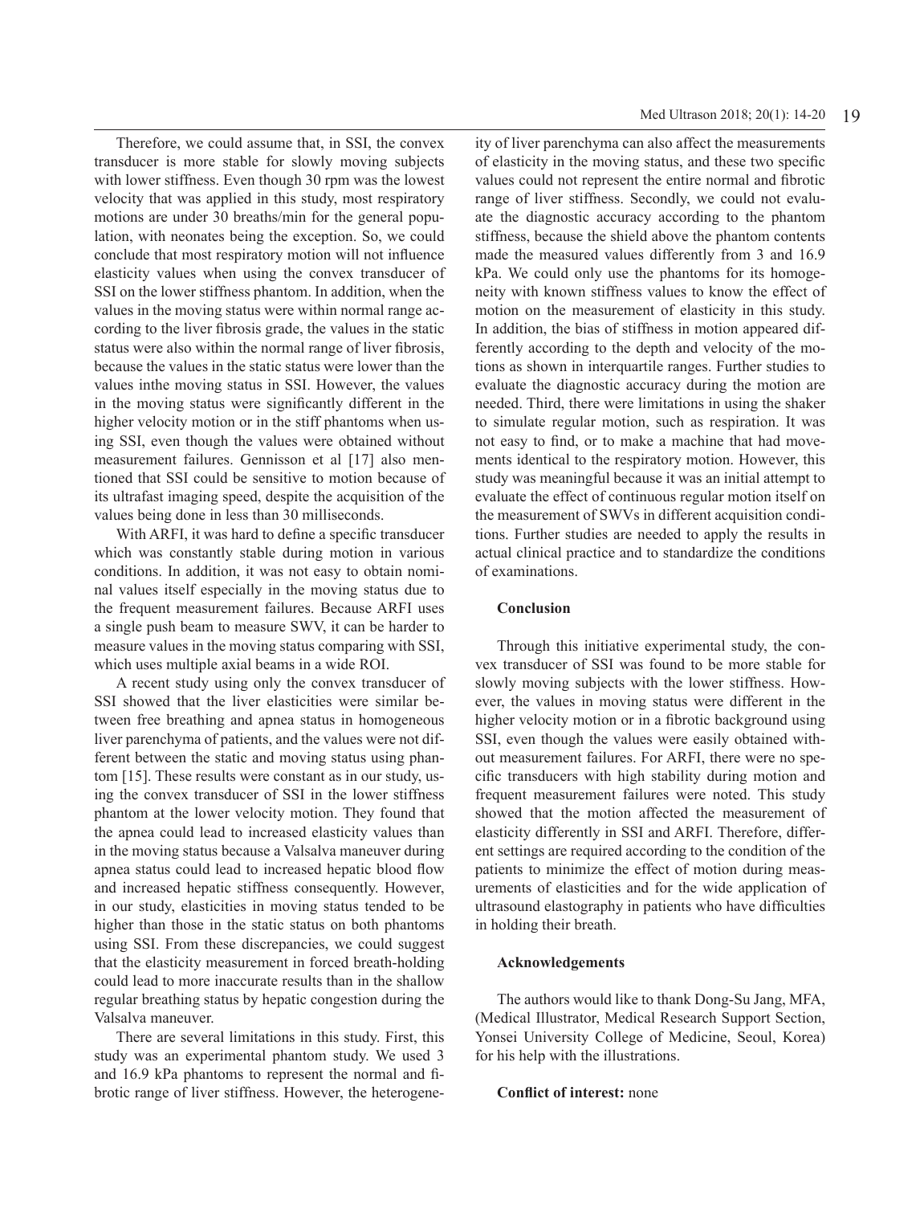Therefore, we could assume that, in SSI, the convex transducer is more stable for slowly moving subjects with lower stiffness. Even though 30 rpm was the lowest velocity that was applied in this study, most respiratory motions are under 30 breaths/min for the general population, with neonates being the exception. So, we could conclude that most respiratory motion will not influence elasticity values when using the convex transducer of SSI on the lower stiffness phantom. In addition, when the values in the moving status were within normal range according to the liver fibrosis grade, the values in the static status were also within the normal range of liver fibrosis, because the values in the static status were lower than the values inthe moving status in SSI. However, the values in the moving status were significantly different in the higher velocity motion or in the stiff phantoms when using SSI, even though the values were obtained without measurement failures. Gennisson et al [17] also mentioned that SSI could be sensitive to motion because of its ultrafast imaging speed, despite the acquisition of the values being done in less than 30 milliseconds.

With ARFI, it was hard to define a specific transducer which was constantly stable during motion in various conditions. In addition, it was not easy to obtain nominal values itself especially in the moving status due to the frequent measurement failures. Because ARFI uses a single push beam to measure SWV, it can be harder to measure values in the moving status comparing with SSI, which uses multiple axial beams in a wide ROI.

A recent study using only the convex transducer of SSI showed that the liver elasticities were similar between free breathing and apnea status in homogeneous liver parenchyma of patients, and the values were not different between the static and moving status using phantom [15]. These results were constant as in our study, using the convex transducer of SSI in the lower stiffness phantom at the lower velocity motion. They found that the apnea could lead to increased elasticity values than in the moving status because a Valsalva maneuver during apnea status could lead to increased hepatic blood flow and increased hepatic stiffness consequently. However, in our study, elasticities in moving status tended to be higher than those in the static status on both phantoms using SSI. From these discrepancies, we could suggest that the elasticity measurement in forced breath-holding could lead to more inaccurate results than in the shallow regular breathing status by hepatic congestion during the Valsalva maneuver.

There are several limitations in this study. First, this study was an experimental phantom study. We used 3 and 16.9 kPa phantoms to represent the normal and fibrotic range of liver stiffness. However, the heterogeneity of liver parenchyma can also affect the measurements of elasticity in the moving status, and these two specific values could not represent the entire normal and fibrotic range of liver stiffness. Secondly, we could not evaluate the diagnostic accuracy according to the phantom stiffness, because the shield above the phantom contents made the measured values differently from 3 and 16.9 kPa. We could only use the phantoms for its homogeneity with known stiffness values to know the effect of motion on the measurement of elasticity in this study. In addition, the bias of stiffness in motion appeared differently according to the depth and velocity of the motions as shown in interquartile ranges. Further studies to evaluate the diagnostic accuracy during the motion are needed. Third, there were limitations in using the shaker to simulate regular motion, such as respiration. It was not easy to find, or to make a machine that had movements identical to the respiratory motion. However, this study was meaningful because it was an initial attempt to evaluate the effect of continuous regular motion itself on the measurement of SWVs in different acquisition conditions. Further studies are needed to apply the results in actual clinical practice and to standardize the conditions of examinations.

## Conclusion

Through this initiative experimental study, the convex transducer of SSI was found to be more stable for slowly moving subjects with the lower stiffness. However, the values in moving status were different in the higher velocity motion or in a fibrotic background using SSI, even though the values were easily obtained without measurement failures. For ARFI, there were no specific transducers with high stability during motion and frequent measurement failures were noted. This study showed that the motion affected the measurement of elasticity differently in SSI and ARFI. Therefore, different settings are required according to the condition of the patients to minimize the effect of motion during measurements of elasticities and for the wide application of ultrasound elastography in patients who have difficulties in holding their breath.

## Acknowledgements

The authors would like to thank Dong-Su Jang, MFA, (Medical Illustrator, Medical Research Support Section, Yonsei University College of Medicine, Seoul, Korea) for his help with the illustrations.

**Conflict of interest:** none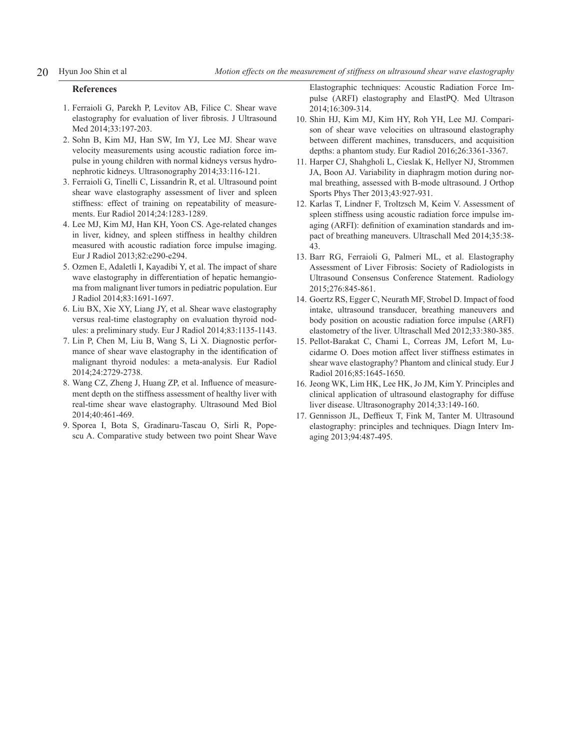## References

1. Ferraioli G, Parekh P, Levitov AB, Filice C. Shear wave elastography for evaluation of liver fibrosis. J Ultrasound Med 2014;33:197-203.
2. Sohn B, Kim MJ, Han SW, Im YJ, Lee MJ. Shear wave velocity measurements using acoustic radiation force impulse in young children with normal kidneys versus hydronephrotic kidneys. Ultrasonography 2014;33:116-121.
3. Ferraioli G, Tinelli C, Lissandrin R, et al. Ultrasound point shear wave elastography assessment of liver and spleen stiffness: effect of training on repeatability of measurements. Eur Radiol 2014;24:1283-1289.
4. Lee MJ, Kim MJ, Han KH, Yoon CS. Age-related changes in liver, kidney, and spleen stiffness in healthy children measured with acoustic radiation force impulse imaging. Eur J Radiol 2013;82:e290-e294.
5. Ozmen E, Adaletli I, Kayadibi Y, et al. The impact of share wave elastography in differentiation of hepatic hemangioma from malignant liver tumors in pediatric population. Eur J Radiol 2014;83:1691-1697.
6. Liu BX, Xie XY, Liang JY, et al. Shear wave elastography versus real-time elastography on evaluation thyroid nodules: a preliminary study. Eur J Radiol 2014;83:1135-1143.
7. Lin P, Chen M, Liu B, Wang S, Li X. Diagnostic performance of shear wave elastography in the identification of malignant thyroid nodules: a meta-analysis. Eur Radiol 2014;24:2729-2738.
8. Wang CZ, Zheng J, Huang ZP, et al. Influence of measurement depth on the stiffness assessment of healthy liver with real-time shear wave elastography. Ultrasound Med Biol 2014;40:461-469.
9. Sporea I, Bota S, Gradinaru-Tascau O, Sirli R, Popescu A. Comparative study between two point Shear Wave Elastographic techniques: Acoustic Radiation Force Impulse (ARFI) elastography and ElastPQ. Med Ultrason 2014;16:309-314.
10. Shin HJ, Kim MJ, Kim HY, Roh YH, Lee MJ. Comparison of shear wave velocities on ultrasound elastography between different machines, transducers, and acquisition depths: a phantom study. Eur Radiol 2016;26:3361-3367.
11. Harper CJ, Shahgholi L, Cieslak K, Hellyer NJ, Strommen JA, Boon AJ. Variability in diaphragm motion during normal breathing, assessed with B-mode ultrasound. J Orthop Sports Phys Ther 2013;43:927-931.
12. Karlas T, Lindner F, Troltzsch M, Keim V. Assessment of spleen stiffness using acoustic radiation force impulse imaging (ARFI): definition of examination standards and impact of breathing maneuvers. Ultraschall Med 2014;35:38-43.
13. Barr RG, Ferraioli G, Palmeri ML, et al. Elastography Assessment of Liver Fibrosis: Society of Radiologists in Ultrasound Consensus Conference Statement. Radiology 2015;276:845-861.
14. Goertz RS, Egger C, Neurath MF, Strobel D. Impact of food intake, ultrasound transducer, breathing maneuvers and body position on acoustic radiation force impulse (ARFI) elastometry of the liver. Ultraschall Med 2012;33:380-385.
15. Pellot-Barakat C, Chami L, Correas JM, Lefort M, Lucidarme O. Does motion affect liver stiffness estimates in shear wave elastography? Phantom and clinical study. Eur J Radiol 2016;85:1645-1650.
16. Jeong WK, Lim HK, Lee HK, Jo JM, Kim Y. Principles and clinical application of ultrasound elastography for diffuse liver disease. Ultrasonography 2014;33:149-160.
17. Gennisson JL, Deffieux T, Fink M, Tanter M. Ultrasound elastography: principles and techniques. Diagn Interv Imaging 2013;94:487-495.